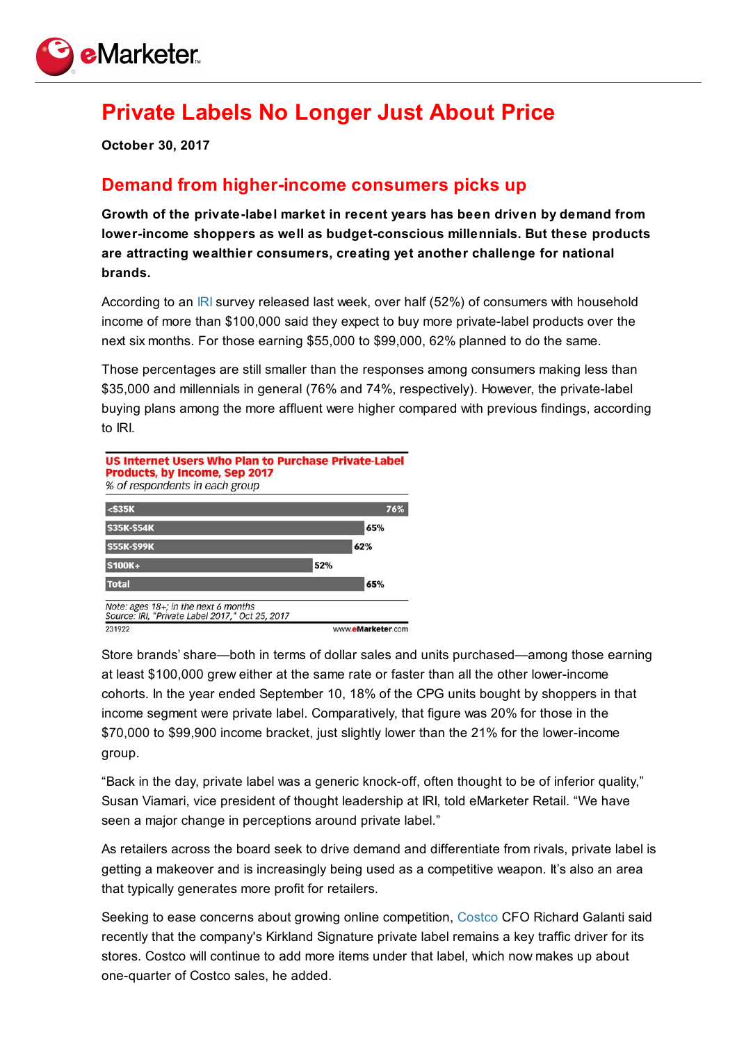# Private Labels No Longer Just About Price

**October 30, 2017**

## Demand from higher-income consumers picks up

**Growth of the private-label market in recent years has been driven by demand from lower-income shoppers as well as budget-conscious millennials. But these products are attracting wealthier consumers, creating yet another challenge for national brands.**

According to an IRI survey released last week, over half (52%) of consumers with household income of more than $100,000 said they expect to buy more private-label products over the next six months. For those earning $55,000 to $99,000, 62% planned to do the same.

Those percentages are still smaller than the responses among consumers making less than $35,000 and millennials in general (76% and 74%, respectively). However, the private-label buying plans among the more affluent were higher compared with previous findings, according to IRI.

**US Internet Users Who Plan to Purchase Private-Label Products, by Income, Sep 2017**
*% of respondents in each group*

| Income | % |
|---|---|
| <$35K | 76% |
| $35K-$54K | 65% |
| $55K-$99K | 62% |
| $100K+ | 52% |
| Total | 65% |

*Note: ages 18+; in the next 6 months*
*Source: IRI, "Private Label 2017," Oct 25, 2017*
231922 www.eMarketer.com

Store brands' share—both in terms of dollar sales and units purchased—among those earning at least $100,000 grew either at the same rate or faster than all the other lower-income cohorts. In the year ended September 10, 18% of the CPG units bought by shoppers in that income segment were private label. Comparatively, that figure was 20% for those in the $70,000 to $99,900 income bracket, just slightly lower than the 21% for the lower-income group.

"Back in the day, private label was a generic knock-off, often thought to be of inferior quality," Susan Viamari, vice president of thought leadership at IRI, told eMarketer Retail. "We have seen a major change in perceptions around private label."

As retailers across the board seek to drive demand and differentiate from rivals, private label is getting a makeover and is increasingly being used as a competitive weapon. It's also an area that typically generates more profit for retailers.

Seeking to ease concerns about growing online competition, Costco CFO Richard Galanti said recently that the company's Kirkland Signature private label remains a key traffic driver for its stores. Costco will continue to add more items under that label, which now makes up about one-quarter of Costco sales, he added.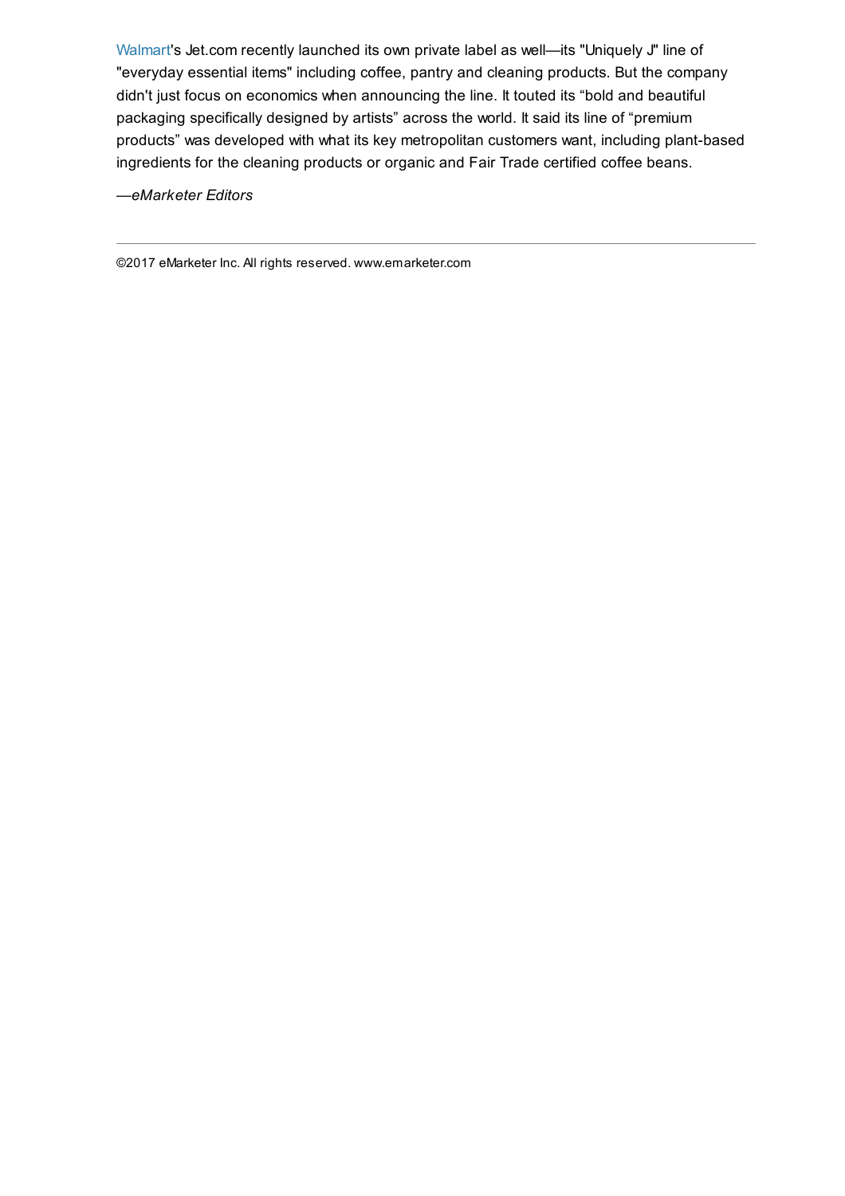Walmart's Jet.com recently launched its own private label as well—its "Uniquely J" line of "everyday essential items" including coffee, pantry and cleaning products. But the company didn't just focus on economics when announcing the line. It touted its “bold and beautiful packaging specifically designed by artists” across the world. It said its line of “premium products” was developed with what its key metropolitan customers want, including plant-based ingredients for the cleaning products or organic and Fair Trade certified coffee beans.

—*eMarketer Editors*

---

©2017 eMarketer Inc. All rights reserved. www.emarketer.com